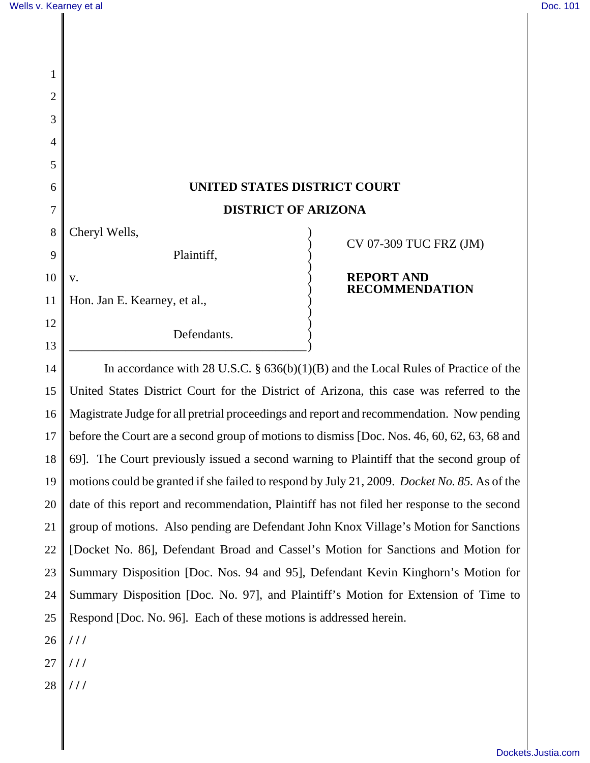**UNITED STATES DISTRICT COURT**

**DISTRICT OF ARIZONA**

| | |
|---|---|
| Cheryl Wells,<br>Plaintiff,<br>v.<br>Hon. Jan E. Kearney, et al.,<br>Defendants. | CV 07-309 TUC FRZ (JM)<br><br>**REPORT AND RECOMMENDATION** |

In accordance with 28 U.S.C. § 636(b)(1)(B) and the Local Rules of Practice of the United States District Court for the District of Arizona, this case was referred to the Magistrate Judge for all pretrial proceedings and report and recommendation. Now pending before the Court are a second group of motions to dismiss [Doc. Nos. 46, 60, 62, 63, 68 and 69]. The Court previously issued a second warning to Plaintiff that the second group of motions could be granted if she failed to respond by July 21, 2009. *Docket No. 85.* As of the date of this report and recommendation, Plaintiff has not filed her response to the second group of motions. Also pending are Defendant John Knox Village's Motion for Sanctions [Docket No. 86], Defendant Broad and Cassel's Motion for Sanctions and Motion for Summary Disposition [Doc. Nos. 94 and 95], Defendant Kevin Kinghorn's Motion for Summary Disposition [Doc. No. 97], and Plaintiff's Motion for Extension of Time to Respond [Doc. No. 96]. Each of these motions is addressed herein.

/ / /

/ / /

/ / /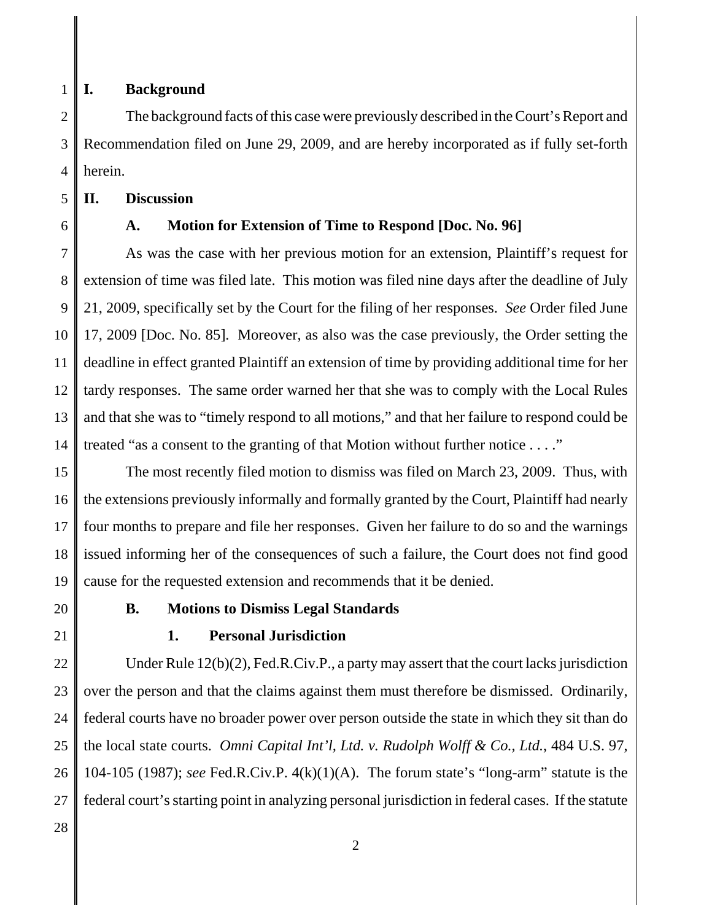## I. Background

The background facts of this case were previously described in the Court's Report and Recommendation filed on June 29, 2009, and are hereby incorporated as if fully set-forth herein.

## II. Discussion

### A. Motion for Extension of Time to Respond [Doc. No. 96]

As was the case with her previous motion for an extension, Plaintiff's request for extension of time was filed late. This motion was filed nine days after the deadline of July 21, 2009, specifically set by the Court for the filing of her responses. *See* Order filed June 17, 2009 [Doc. No. 85]. Moreover, as also was the case previously, the Order setting the deadline in effect granted Plaintiff an extension of time by providing additional time for her tardy responses. The same order warned her that she was to comply with the Local Rules and that she was to "timely respond to all motions," and that her failure to respond could be treated "as a consent to the granting of that Motion without further notice . . . ."

The most recently filed motion to dismiss was filed on March 23, 2009. Thus, with the extensions previously informally and formally granted by the Court, Plaintiff had nearly four months to prepare and file her responses. Given her failure to do so and the warnings issued informing her of the consequences of such a failure, the Court does not find good cause for the requested extension and recommends that it be denied.

### B. Motions to Dismiss Legal Standards

#### 1. Personal Jurisdiction

Under Rule 12(b)(2), Fed.R.Civ.P., a party may assert that the court lacks jurisdiction over the person and that the claims against them must therefore be dismissed. Ordinarily, federal courts have no broader power over person outside the state in which they sit than do the local state courts. *Omni Capital Int'l, Ltd. v. Rudolph Wolff & Co., Ltd.*, 484 U.S. 97, 104-105 (1987); *see* Fed.R.Civ.P. 4(k)(1)(A). The forum state's "long-arm" statute is the federal court's starting point in analyzing personal jurisdiction in federal cases. If the statute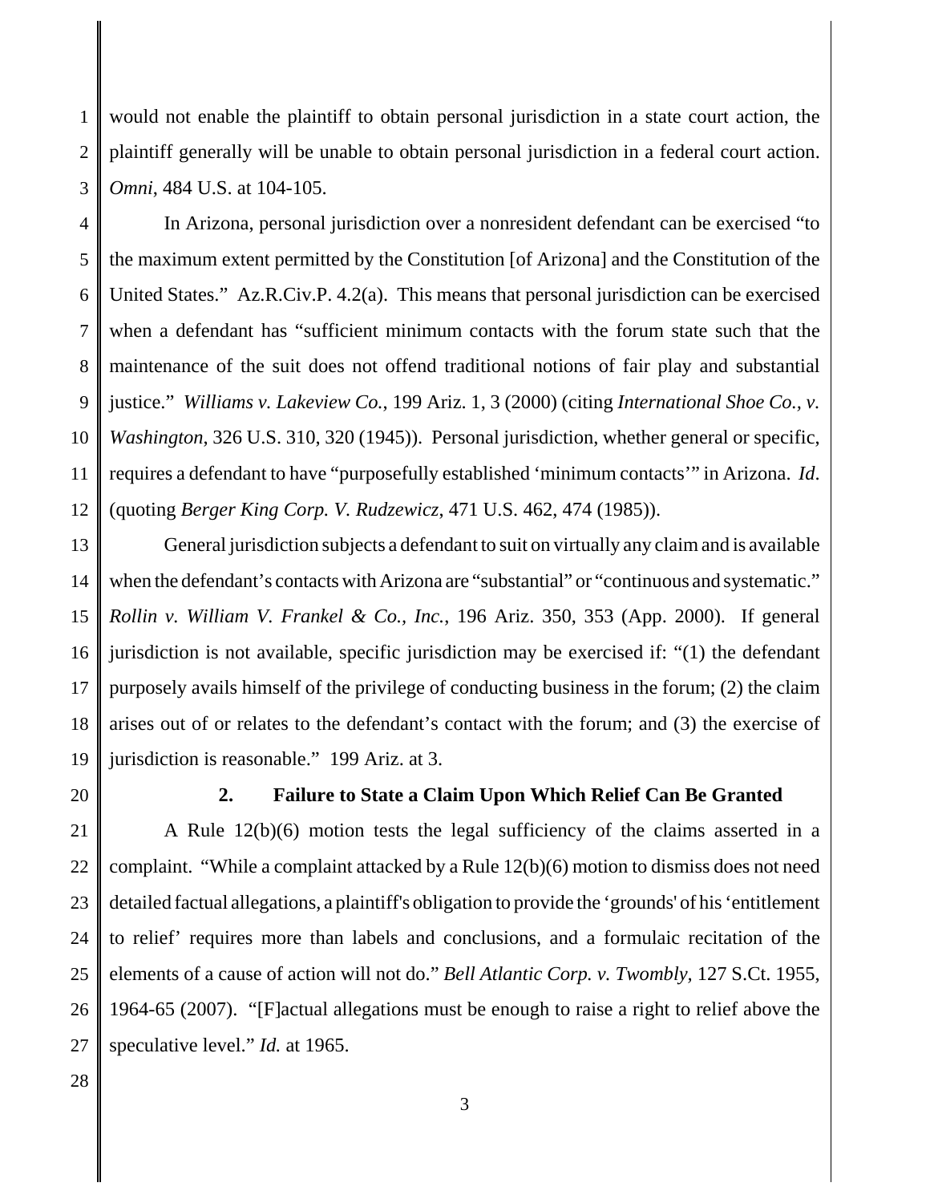would not enable the plaintiff to obtain personal jurisdiction in a state court action, the plaintiff generally will be unable to obtain personal jurisdiction in a federal court action. *Omni*, 484 U.S. at 104-105.

In Arizona, personal jurisdiction over a nonresident defendant can be exercised "to the maximum extent permitted by the Constitution [of Arizona] and the Constitution of the United States." Az.R.Civ.P. 4.2(a). This means that personal jurisdiction can be exercised when a defendant has "sufficient minimum contacts with the forum state such that the maintenance of the suit does not offend traditional notions of fair play and substantial justice." *Williams v. Lakeview Co.*, 199 Ariz. 1, 3 (2000) (citing *International Shoe Co., v. Washington*, 326 U.S. 310, 320 (1945)). Personal jurisdiction, whether general or specific, requires a defendant to have "purposefully established 'minimum contacts'" in Arizona. *Id*. (quoting *Berger King Corp. V. Rudzewicz*, 471 U.S. 462, 474 (1985)).

General jurisdiction subjects a defendant to suit on virtually any claim and is available when the defendant's contacts with Arizona are "substantial" or "continuous and systematic." *Rollin v. William V. Frankel & Co., Inc.*, 196 Ariz. 350, 353 (App. 2000). If general jurisdiction is not available, specific jurisdiction may be exercised if: "(1) the defendant purposely avails himself of the privilege of conducting business in the forum; (2) the claim arises out of or relates to the defendant's contact with the forum; and (3) the exercise of jurisdiction is reasonable." 199 Ariz. at 3.

### 2. Failure to State a Claim Upon Which Relief Can Be Granted

A Rule 12(b)(6) motion tests the legal sufficiency of the claims asserted in a complaint. "While a complaint attacked by a Rule 12(b)(6) motion to dismiss does not need detailed factual allegations, a plaintiff's obligation to provide the 'grounds' of his 'entitlement to relief' requires more than labels and conclusions, and a formulaic recitation of the elements of a cause of action will not do." *Bell Atlantic Corp. v. Twombly*, 127 S.Ct. 1955, 1964-65 (2007). "[F]actual allegations must be enough to raise a right to relief above the speculative level." *Id.* at 1965.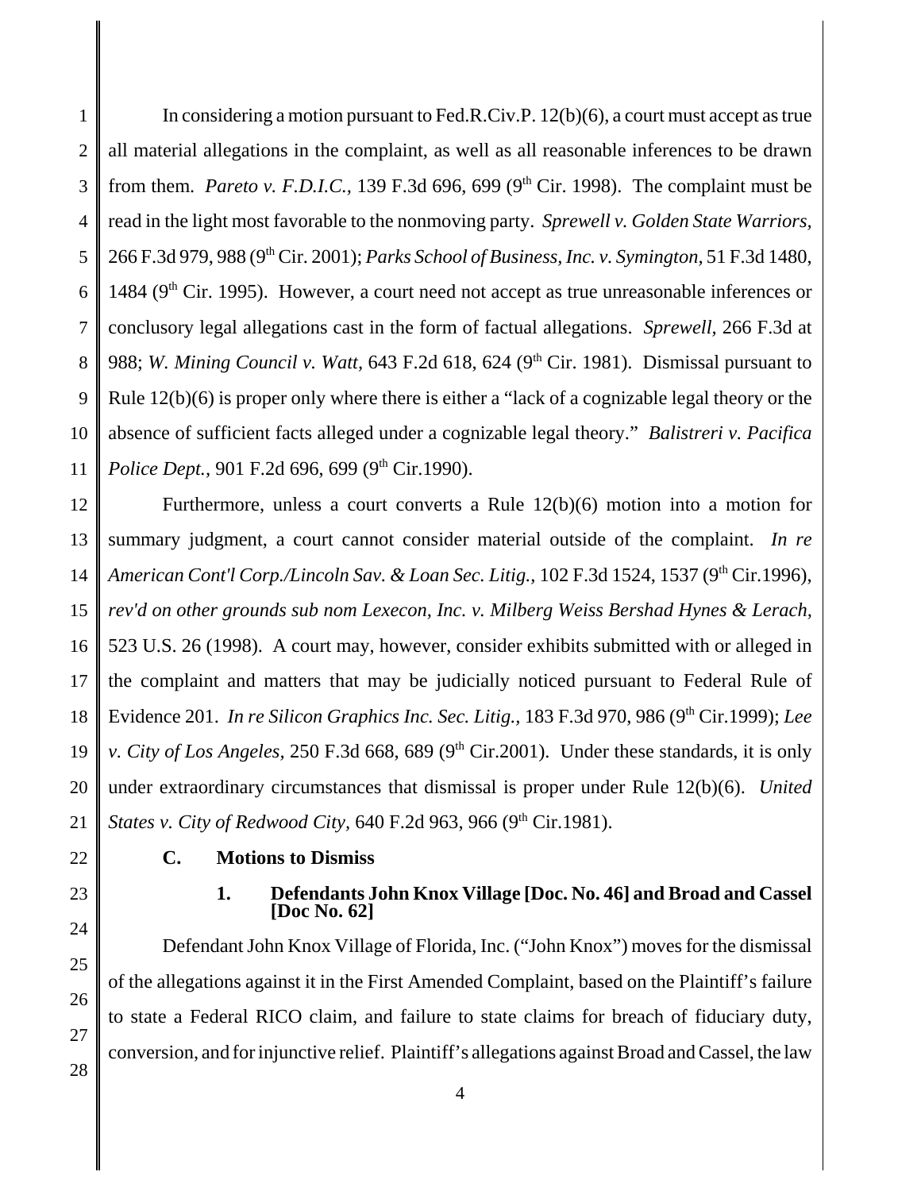In considering a motion pursuant to Fed.R.Civ.P. 12(b)(6), a court must accept as true all material allegations in the complaint, as well as all reasonable inferences to be drawn from them. *Pareto v. F.D.I.C.,* 139 F.3d 696, 699 (9th Cir. 1998). The complaint must be read in the light most favorable to the nonmoving party. *Sprewell v. Golden State Warriors,* 266 F.3d 979, 988 (9th Cir. 2001); *Parks School of Business, Inc. v. Symington,* 51 F.3d 1480, 1484 (9th Cir. 1995). However, a court need not accept as true unreasonable inferences or conclusory legal allegations cast in the form of factual allegations. *Sprewell,* 266 F.3d at 988; *W. Mining Council v. Watt,* 643 F.2d 618, 624 (9th Cir. 1981). Dismissal pursuant to Rule 12(b)(6) is proper only where there is either a "lack of a cognizable legal theory or the absence of sufficient facts alleged under a cognizable legal theory." *Balistreri v. Pacifica Police Dept.,* 901 F.2d 696, 699 (9th Cir.1990).

Furthermore, unless a court converts a Rule 12(b)(6) motion into a motion for summary judgment, a court cannot consider material outside of the complaint. *In re American Cont'l Corp./Lincoln Sav. & Loan Sec. Litig.,* 102 F.3d 1524, 1537 (9th Cir.1996), *rev'd on other grounds sub nom Lexecon, Inc. v. Milberg Weiss Bershad Hynes & Lerach,* 523 U.S. 26 (1998). A court may, however, consider exhibits submitted with or alleged in the complaint and matters that may be judicially noticed pursuant to Federal Rule of Evidence 201. *In re Silicon Graphics Inc. Sec. Litig.,* 183 F.3d 970, 986 (9th Cir.1999); *Lee v. City of Los Angeles,* 250 F.3d 668, 689 (9th Cir.2001). Under these standards, it is only under extraordinary circumstances that dismissal is proper under Rule 12(b)(6). *United States v. City of Redwood City,* 640 F.2d 963, 966 (9th Cir.1981).

### C. Motions to Dismiss

#### 1. Defendants John Knox Village [Doc. No. 46] and Broad and Cassel [Doc No. 62]

Defendant John Knox Village of Florida, Inc. ("John Knox") moves for the dismissal of the allegations against it in the First Amended Complaint, based on the Plaintiff's failure to state a Federal RICO claim, and failure to state claims for breach of fiduciary duty, conversion, and for injunctive relief. Plaintiff's allegations against Broad and Cassel, the law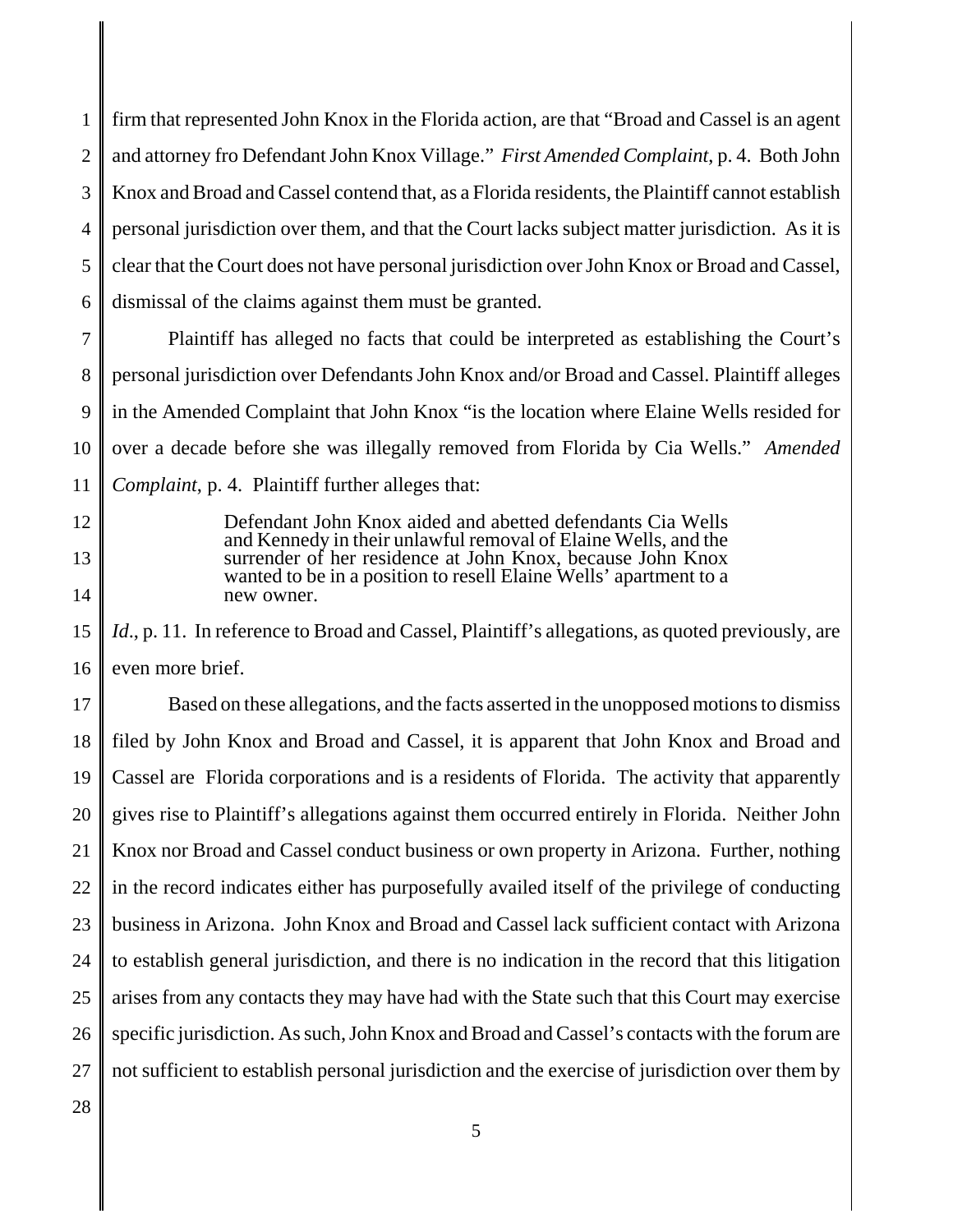firm that represented John Knox in the Florida action, are that "Broad and Cassel is an agent and attorney fro Defendant John Knox Village." *First Amended Complaint*, p. 4. Both John Knox and Broad and Cassel contend that, as a Florida residents, the Plaintiff cannot establish personal jurisdiction over them, and that the Court lacks subject matter jurisdiction. As it is clear that the Court does not have personal jurisdiction over John Knox or Broad and Cassel, dismissal of the claims against them must be granted.

Plaintiff has alleged no facts that could be interpreted as establishing the Court's personal jurisdiction over Defendants John Knox and/or Broad and Cassel. Plaintiff alleges in the Amended Complaint that John Knox "is the location where Elaine Wells resided for over a decade before she was illegally removed from Florida by Cia Wells." *Amended Complaint*, p. 4. Plaintiff further alleges that:

> Defendant John Knox aided and abetted defendants Cia Wells and Kennedy in their unlawful removal of Elaine Wells, and the surrender of her residence at John Knox, because John Knox wanted to be in a position to resell Elaine Wells' apartment to a new owner.

*Id*., p. 11. In reference to Broad and Cassel, Plaintiff's allegations, as quoted previously, are even more brief.

Based on these allegations, and the facts asserted in the unopposed motions to dismiss filed by John Knox and Broad and Cassel, it is apparent that John Knox and Broad and Cassel are Florida corporations and is a residents of Florida. The activity that apparently gives rise to Plaintiff's allegations against them occurred entirely in Florida. Neither John Knox nor Broad and Cassel conduct business or own property in Arizona. Further, nothing in the record indicates either has purposefully availed itself of the privilege of conducting business in Arizona. John Knox and Broad and Cassel lack sufficient contact with Arizona to establish general jurisdiction, and there is no indication in the record that this litigation arises from any contacts they may have had with the State such that this Court may exercise specific jurisdiction. As such, John Knox and Broad and Cassel's contacts with the forum are not sufficient to establish personal jurisdiction and the exercise of jurisdiction over them by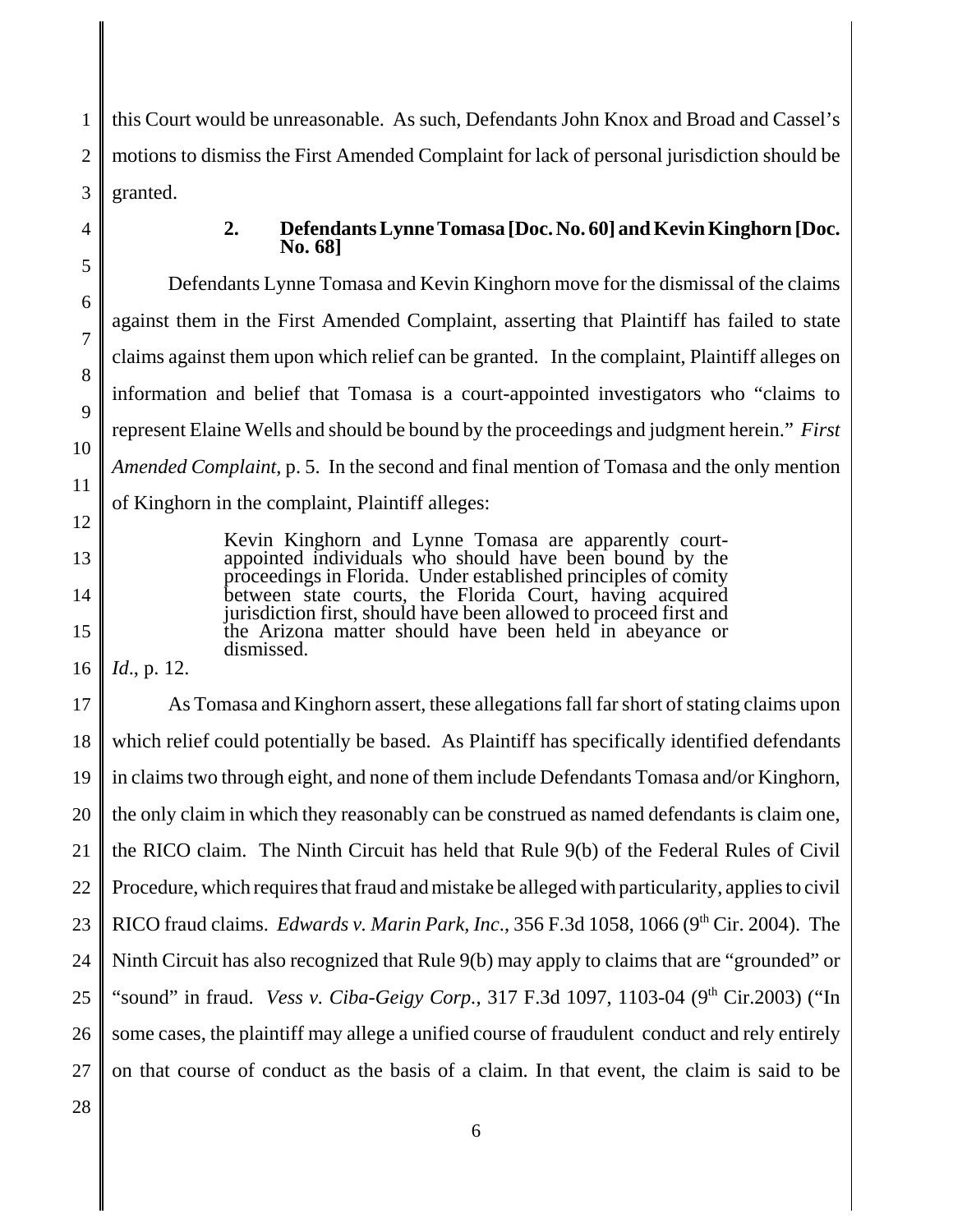this Court would be unreasonable. As such, Defendants John Knox and Broad and Cassel's motions to dismiss the First Amended Complaint for lack of personal jurisdiction should be granted.

### 2. Defendants Lynne Tomasa [Doc. No. 60] and Kevin Kinghorn [Doc. No. 68]

Defendants Lynne Tomasa and Kevin Kinghorn move for the dismissal of the claims against them in the First Amended Complaint, asserting that Plaintiff has failed to state claims against them upon which relief can be granted. In the complaint, Plaintiff alleges on information and belief that Tomasa is a court-appointed investigators who "claims to represent Elaine Wells and should be bound by the proceedings and judgment herein." *First Amended Complaint*, p. 5. In the second and final mention of Tomasa and the only mention of Kinghorn in the complaint, Plaintiff alleges:

> Kevin Kinghorn and Lynne Tomasa are apparently court-appointed individuals who should have been bound by the proceedings in Florida. Under established principles of comity between state courts, the Florida Court, having acquired jurisdiction first, should have been allowed to proceed first and the Arizona matter should have been held in abeyance or dismissed.

*Id*., p. 12.

As Tomasa and Kinghorn assert, these allegations fall far short of stating claims upon which relief could potentially be based. As Plaintiff has specifically identified defendants in claims two through eight, and none of them include Defendants Tomasa and/or Kinghorn, the only claim in which they reasonably can be construed as named defendants is claim one, the RICO claim. The Ninth Circuit has held that Rule 9(b) of the Federal Rules of Civil Procedure, which requires that fraud and mistake be alleged with particularity, applies to civil RICO fraud claims. *Edwards v. Marin Park, Inc*., 356 F.3d 1058, 1066 (9th Cir. 2004). The Ninth Circuit has also recognized that Rule 9(b) may apply to claims that are "grounded" or "sound" in fraud. *Vess v. Ciba-Geigy Corp.*, 317 F.3d 1097, 1103-04 (9th Cir.2003) ("In some cases, the plaintiff may allege a unified course of fraudulent conduct and rely entirely on that course of conduct as the basis of a claim. In that event, the claim is said to be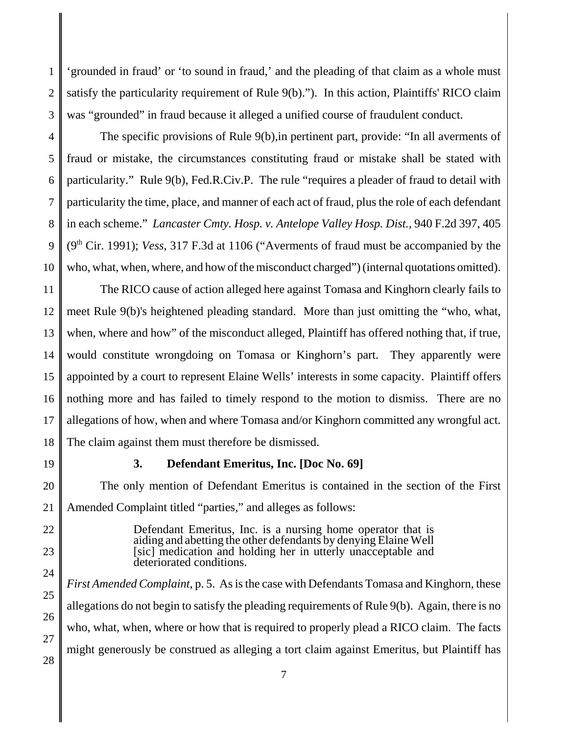'grounded in fraud' or 'to sound in fraud,' and the pleading of that claim as a whole must satisfy the particularity requirement of Rule 9(b)."). In this action, Plaintiffs' RICO claim was "grounded" in fraud because it alleged a unified course of fraudulent conduct.

The specific provisions of Rule 9(b),in pertinent part, provide: "In all averments of fraud or mistake, the circumstances constituting fraud or mistake shall be stated with particularity." Rule 9(b), Fed.R.Civ.P. The rule "requires a pleader of fraud to detail with particularity the time, place, and manner of each act of fraud, plus the role of each defendant in each scheme." *Lancaster Cmty. Hosp. v. Antelope Valley Hosp. Dist.*, 940 F.2d 397, 405 (9th Cir. 1991); *Vess*, 317 F.3d at 1106 ("Averments of fraud must be accompanied by the who, what, when, where, and how of the misconduct charged") (internal quotations omitted).

The RICO cause of action alleged here against Tomasa and Kinghorn clearly fails to meet Rule 9(b)'s heightened pleading standard. More than just omitting the "who, what, when, where and how" of the misconduct alleged, Plaintiff has offered nothing that, if true, would constitute wrongdoing on Tomasa or Kinghorn's part. They apparently were appointed by a court to represent Elaine Wells' interests in some capacity. Plaintiff offers nothing more and has failed to timely respond to the motion to dismiss. There are no allegations of how, when and where Tomasa and/or Kinghorn committed any wrongful act. The claim against them must therefore be dismissed.

### 3. Defendant Emeritus, Inc. [Doc No. 69]

The only mention of Defendant Emeritus is contained in the section of the First Amended Complaint titled "parties," and alleges as follows:

> Defendant Emeritus, Inc. is a nursing home operator that is aiding and abetting the other defendants by denying Elaine Well [sic] medication and holding her in utterly unacceptable and deteriorated conditions.

*First Amended Complaint*, p. 5. As is the case with Defendants Tomasa and Kinghorn, these allegations do not begin to satisfy the pleading requirements of Rule 9(b). Again, there is no who, what, when, where or how that is required to properly plead a RICO claim. The facts might generously be construed as alleging a tort claim against Emeritus, but Plaintiff has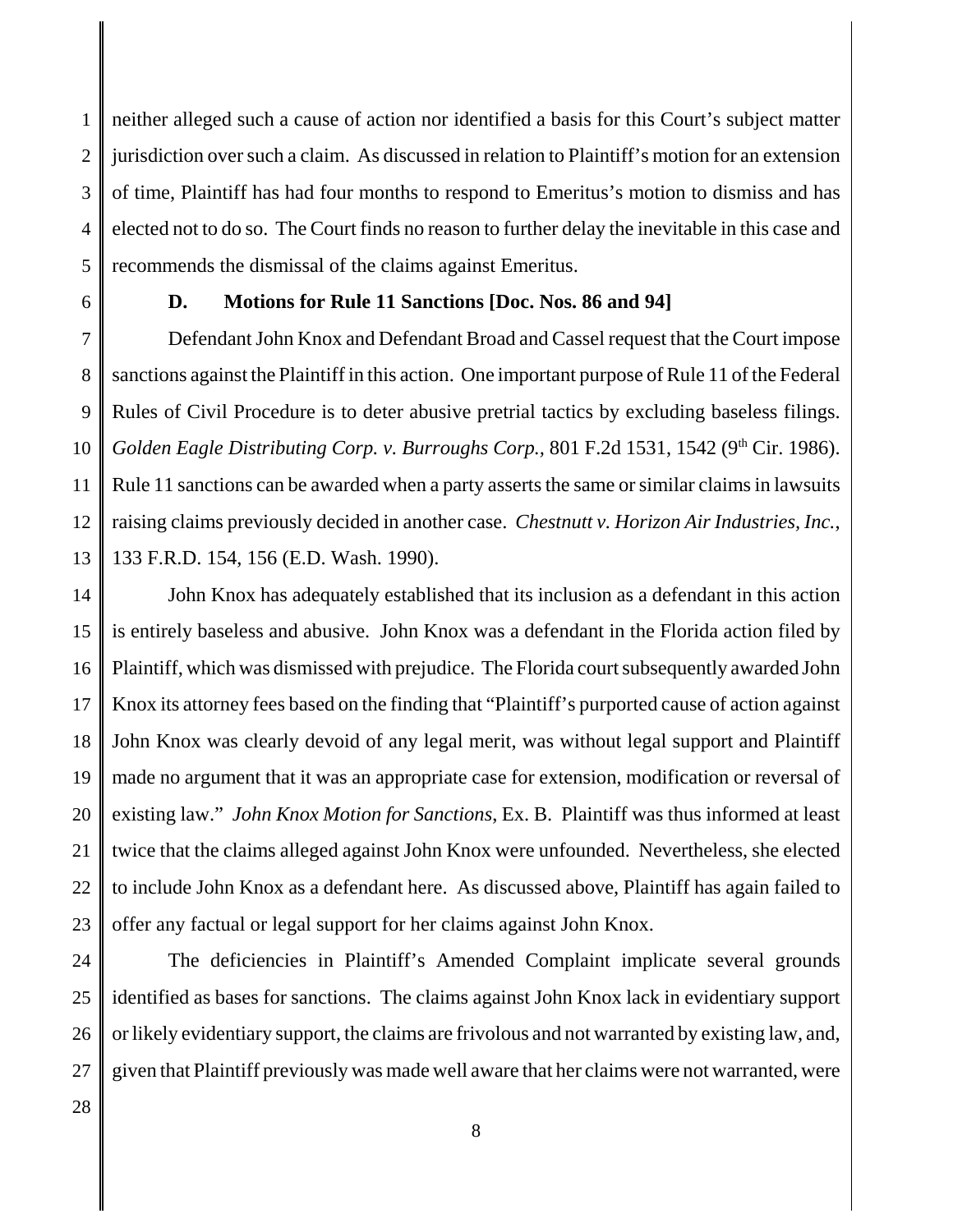neither alleged such a cause of action nor identified a basis for this Court's subject matter jurisdiction over such a claim. As discussed in relation to Plaintiff's motion for an extension of time, Plaintiff has had four months to respond to Emeritus's motion to dismiss and has elected not to do so. The Court finds no reason to further delay the inevitable in this case and recommends the dismissal of the claims against Emeritus.

**D. Motions for Rule 11 Sanctions [Doc. Nos. 86 and 94]**

Defendant John Knox and Defendant Broad and Cassel request that the Court impose sanctions against the Plaintiff in this action. One important purpose of Rule 11 of the Federal Rules of Civil Procedure is to deter abusive pretrial tactics by excluding baseless filings. *Golden Eagle Distributing Corp. v. Burroughs Corp.*, 801 F.2d 1531, 1542 (9th Cir. 1986). Rule 11 sanctions can be awarded when a party asserts the same or similar claims in lawsuits raising claims previously decided in another case. *Chestnutt v. Horizon Air Industries, Inc.*, 133 F.R.D. 154, 156 (E.D. Wash. 1990).

John Knox has adequately established that its inclusion as a defendant in this action is entirely baseless and abusive. John Knox was a defendant in the Florida action filed by Plaintiff, which was dismissed with prejudice. The Florida court subsequently awarded John Knox its attorney fees based on the finding that "Plaintiff's purported cause of action against John Knox was clearly devoid of any legal merit, was without legal support and Plaintiff made no argument that it was an appropriate case for extension, modification or reversal of existing law." *John Knox Motion for Sanctions*, Ex. B. Plaintiff was thus informed at least twice that the claims alleged against John Knox were unfounded. Nevertheless, she elected to include John Knox as a defendant here. As discussed above, Plaintiff has again failed to offer any factual or legal support for her claims against John Knox.

The deficiencies in Plaintiff's Amended Complaint implicate several grounds identified as bases for sanctions. The claims against John Knox lack in evidentiary support or likely evidentiary support, the claims are frivolous and not warranted by existing law, and, given that Plaintiff previously was made well aware that her claims were not warranted, were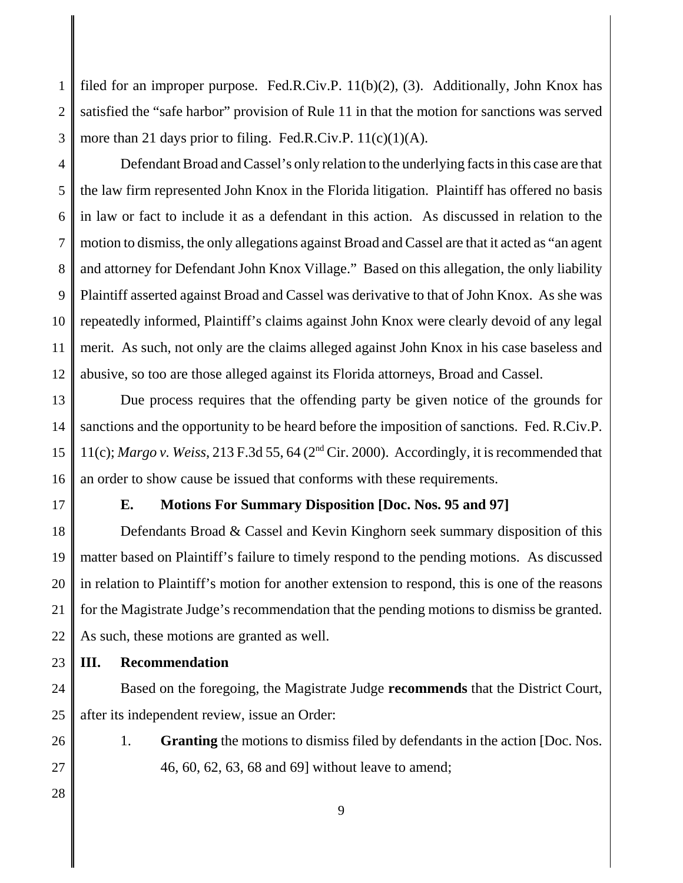filed for an improper purpose. Fed.R.Civ.P. 11(b)(2), (3). Additionally, John Knox has satisfied the "safe harbor" provision of Rule 11 in that the motion for sanctions was served more than 21 days prior to filing. Fed.R.Civ.P. 11(c)(1)(A).

Defendant Broad and Cassel's only relation to the underlying facts in this case are that the law firm represented John Knox in the Florida litigation. Plaintiff has offered no basis in law or fact to include it as a defendant in this action. As discussed in relation to the motion to dismiss, the only allegations against Broad and Cassel are that it acted as "an agent and attorney for Defendant John Knox Village." Based on this allegation, the only liability Plaintiff asserted against Broad and Cassel was derivative to that of John Knox. As she was repeatedly informed, Plaintiff's claims against John Knox were clearly devoid of any legal merit. As such, not only are the claims alleged against John Knox in his case baseless and abusive, so too are those alleged against its Florida attorneys, Broad and Cassel.

Due process requires that the offending party be given notice of the grounds for sanctions and the opportunity to be heard before the imposition of sanctions. Fed. R.Civ.P. 11(c); *Margo v. Weiss*, 213 F.3d 55, 64 (2nd Cir. 2000). Accordingly, it is recommended that an order to show cause be issued that conforms with these requirements.

### E. Motions For Summary Disposition [Doc. Nos. 95 and 97]

Defendants Broad & Cassel and Kevin Kinghorn seek summary disposition of this matter based on Plaintiff's failure to timely respond to the pending motions. As discussed in relation to Plaintiff's motion for another extension to respond, this is one of the reasons for the Magistrate Judge's recommendation that the pending motions to dismiss be granted. As such, these motions are granted as well.

## III. Recommendation

Based on the foregoing, the Magistrate Judge **recommends** that the District Court, after its independent review, issue an Order:

1. **Granting** the motions to dismiss filed by defendants in the action [Doc. Nos. 46, 60, 62, 63, 68 and 69] without leave to amend;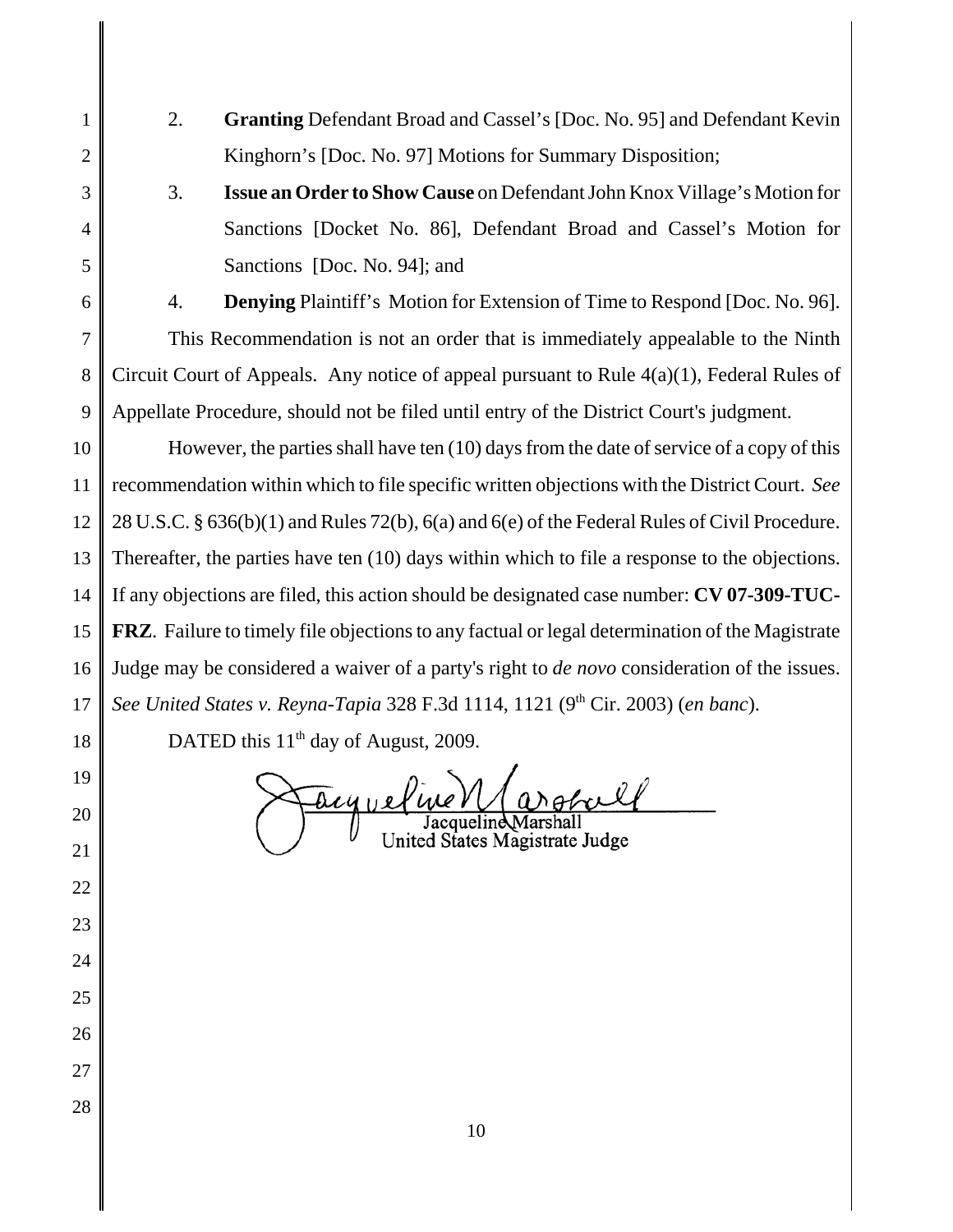2. **Granting** Defendant Broad and Cassel's [Doc. No. 95] and Defendant Kevin Kinghorn's [Doc. No. 97] Motions for Summary Disposition;

3. **Issue an Order to Show Cause** on Defendant John Knox Village's Motion for Sanctions [Docket No. 86], Defendant Broad and Cassel's Motion for Sanctions [Doc. No. 94]; and

4. **Denying** Plaintiff's Motion for Extension of Time to Respond [Doc. No. 96].

This Recommendation is not an order that is immediately appealable to the Ninth Circuit Court of Appeals. Any notice of appeal pursuant to Rule 4(a)(1), Federal Rules of Appellate Procedure, should not be filed until entry of the District Court's judgment.

However, the parties shall have ten (10) days from the date of service of a copy of this recommendation within which to file specific written objections with the District Court. *See* 28 U.S.C. § 636(b)(1) and Rules 72(b), 6(a) and 6(e) of the Federal Rules of Civil Procedure. Thereafter, the parties have ten (10) days within which to file a response to the objections. If any objections are filed, this action should be designated case number: **CV 07-309-TUC-FRZ**. Failure to timely file objections to any factual or legal determination of the Magistrate Judge may be considered a waiver of a party's right to *de novo* consideration of the issues. *See United States v. Reyna-Tapia* 328 F.3d 1114, 1121 (9th Cir. 2003) (*en banc*).

DATED this 11th day of August, 2009.

Jacqueline Marshall
United States Magistrate Judge